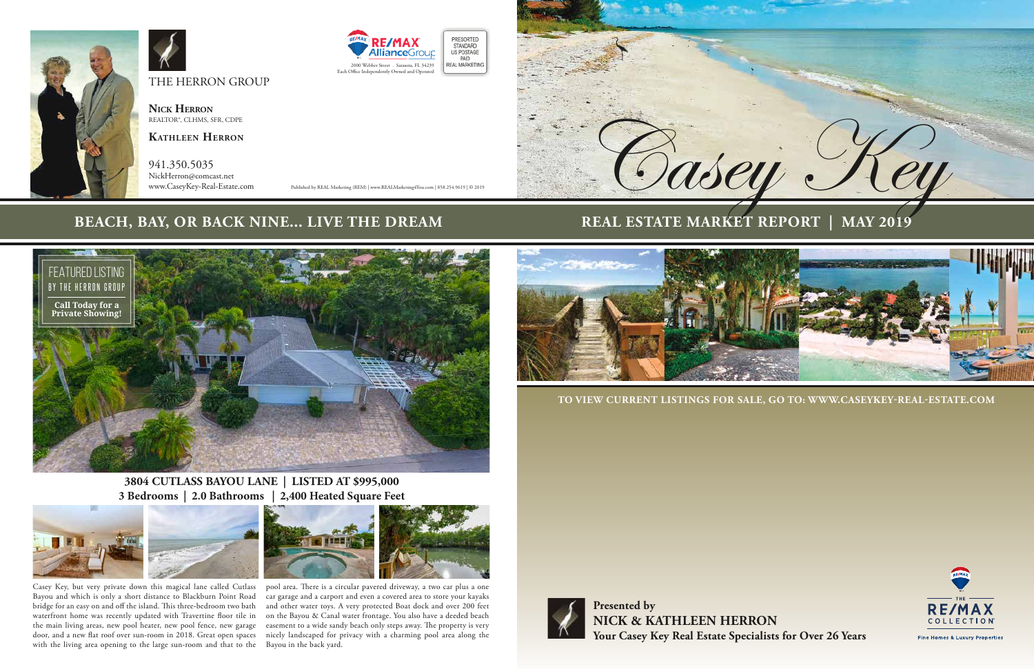THE HERRON GROUP

**Nick Herron**
REALTOR®, CLHMS, SFR, CDPE

**Kathleen Herron**

941.350.5035
NickHerron@comcast.net
www.CaseyKey-Real-Estate.com

RE/MAX Alliance Group
2000 Webber Street . Sarasota, FL 34239
Each Office Independently Owned and Operated

PRESORTED STANDARD US POSTAGE PAID REAL MARKETING

Published by REAL Marketing (REM) | www.REALMarketing4You.com | 858.254.9619 | © 2019

## BEACH, BAY, OR BACK NINE... LIVE THE DREAM

FEATURED LISTING
BY THE HERRON GROUP

**Call Today for a Private Showing!**

### 3804 CUTLASS BAYOU LANE | LISTED AT $995,000
### 3 Bedrooms | 2.0 Bathrooms | 2,400 Heated Square Feet

Casey Key, but very private down this magical lane called Cutlass Bayou and which is only a short distance to Blackburn Point Road bridge for an easy on and off the island. This three-bedroom two bath waterfront home was recently updated with Travertine floor tile in the main living areas, new pool heater, new pool fence, new garage door, and a new flat roof over sun-room in 2018. Great open spaces with the living area opening to the large sun-room and that to the pool area. There is a circular pavered driveway, a two car plus a one car garage and a carport and even a covered area to store your kayaks and other water toys. A very protected Boat dock and over 200 feet on the Bayou & Canal water frontage. You also have a deeded beach easement to a wide sandy beach only steps away. The property is very nicely landscaped for privacy with a charming pool area along the Bayou in the back yard.

# Casey Key

## REAL ESTATE MARKET REPORT | MAY 2019

TO VIEW CURRENT LISTINGS FOR SALE, GO TO: WWW.CASEYKEY-REAL-ESTATE.COM

**Presented by**
**NICK & KATHLEEN HERRON**
**Your Casey Key Real Estate Specialists for Over 26 Years**

THE RE/MAX COLLECTION
Fine Homes & Luxury Properties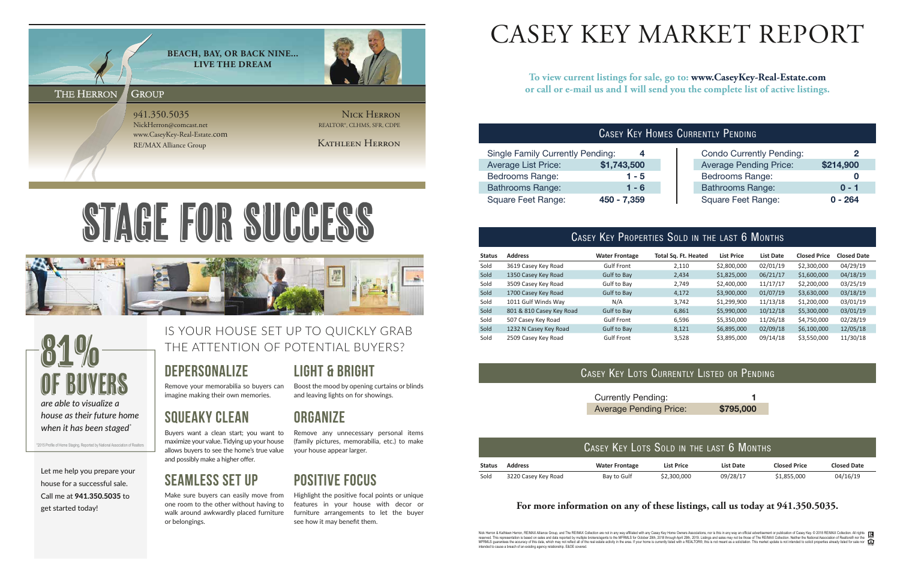BEACH, BAY, OR BACK NINE...
LIVE THE DREAM

THE HERRON GROUP

941.350.5035
NickHerron@comcast.net
www.CaseyKey-Real-Estate.com
RE/MAX Alliance Group

Nick Herron
REALTOR®, CLHMS, SFR, CDPE

Kathleen Herron

# STAGE FOR SUCCESS

## 81% OF BUYERS

*are able to visualize a house as their future home when it has been staged**

*2015 Profile of Home Staging, Reported by National Association of Realtors

Let me help you prepare your house for a successful sale. Call me at **941.350.5035** to get started today!

## IS YOUR HOUSE SET UP TO QUICKLY GRAB THE ATTENTION OF POTENTIAL BUYERS?

### DEPERSONALIZE

Remove your memorabilia so buyers can imagine making their own memories.

### SQUEAKY CLEAN

Buyers want a clean start; you want to maximize your value. Tidying up your house allows buyers to see the home's true value and possibly make a higher offer.

### SEAMLESS SET UP

Make sure buyers can easily move from one room to the other without having to walk around awkwardly placed furniture or belongings.

### LIGHT & BRIGHT

Boost the mood by opening curtains or blinds and leaving lights on for showings.

### ORGANIZE

Remove any unnecessary personal items (family pictures, memorabilia, etc.) to make your house appear larger.

### POSITIVE FOCUS

Highlight the positive focal points or unique features in your house with decor or furniture arrangements to let the buyer see how it may benefit them.

# CASEY KEY MARKET REPORT

**To view current listings for sale, go to: www.CaseyKey-Real-Estate.com or call or e-mail us and I will send you the complete list of active listings.**

## Casey Key Homes Currently Pending

| | |
|---|---|
| Single Family Currently Pending: | 4 |
| Average List Price: | $1,743,500 |
| Bedrooms Range: | 1 - 5 |
| Bathrooms Range: | 1 - 6 |
| Square Feet Range: | 450 - 7,359 |

| | |
|---|---|
| Condo Currently Pending: | 2 |
| Average Pending Price: | $214,900 |
| Bedrooms Range: | 0 |
| Bathrooms Range: | 0 - 1 |
| Square Feet Range: | 0 - 264 |

## Casey Key Properties Sold in the last 6 Months

| Status | Address | Water Frontage | Total Sq. Ft. Heated | List Price | List Date | Closed Price | Closed Date |
|---|---|---|---|---|---|---|---|
| Sold | 3619 Casey Key Road | Gulf Front | 2,110 | $2,800,000 | 02/01/19 | $2,300,000 | 04/29/19 |
| Sold | 1350 Casey Key Road | Gulf to Bay | 2,434 | $1,825,000 | 06/21/17 | $1,600,000 | 04/18/19 |
| Sold | 3509 Casey Key Road | Gulf to Bay | 2,749 | $2,400,000 | 11/17/17 | $2,200,000 | 03/25/19 |
| Sold | 1700 Casey Key Road | Gulf to Bay | 4,172 | $3,900,000 | 01/07/19 | $3,630,000 | 03/18/19 |
| Sold | 1011 Gulf Winds Way | N/A | 3,742 | $1,299,900 | 11/13/18 | $1,200,000 | 03/01/19 |
| Sold | 801 & 810 Casey Key Road | Gulf to Bay | 6,861 | $5,990,000 | 10/12/18 | $5,300,000 | 03/01/19 |
| Sold | 507 Casey Key Road | Gulf Front | 6,596 | $5,350,000 | 11/26/18 | $4,750,000 | 02/28/19 |
| Sold | 1232 N Casey Key Road | Gulf to Bay | 8,121 | $6,895,000 | 02/09/18 | $6,100,000 | 12/05/18 |
| Sold | 2509 Casey Key Road | Gulf Front | 3,528 | $3,895,000 | 09/14/18 | $3,550,000 | 11/30/18 |

## Casey Key Lots Currently Listed or Pending

| | |
|---|---|
| Currently Pending: | 1 |
| Average Pending Price: | $795,000 |

## Casey Key Lots Sold in the last 6 Months

| Status | Address | Water Frontage | List Price | List Date | Closed Price | Closed Date |
|---|---|---|---|---|---|---|
| Sold | 3220 Casey Key Road | Bay to Gulf | $2,300,000 | 09/28/17 | $1,855,000 | 04/16/19 |

**For more information on any of these listings, call us today at 941.350.5035.**

Nick Herron & Kathleen Herron, RE/MAX Alliance Group, and The RE/MAX Collection are not in any way affiliated with any Casey Key Home Owners Associations, nor is this in any way an official advertisement or publication of Casey Key. © 2018 RE/MAX Collection. All rights reserved. This representation is based on sales and data reported by multiple brokers/agents to the MFRMLS for October 29th, 2018 through April 29th, 2019. Listings and sales may not be those of The RE/MAX Collection. Neither the National Association of Realtors® nor the MFRMLS guarantees the accuracy of this data, which may not reflect all of the real estate activity in the area. If your home is currently listed with a REALTOR®, this is not meant as a solicitation. This market update is not intended to solicit properties already listed for sale nor intended to cause a breach of an existing agency relationship. E&OE covered.